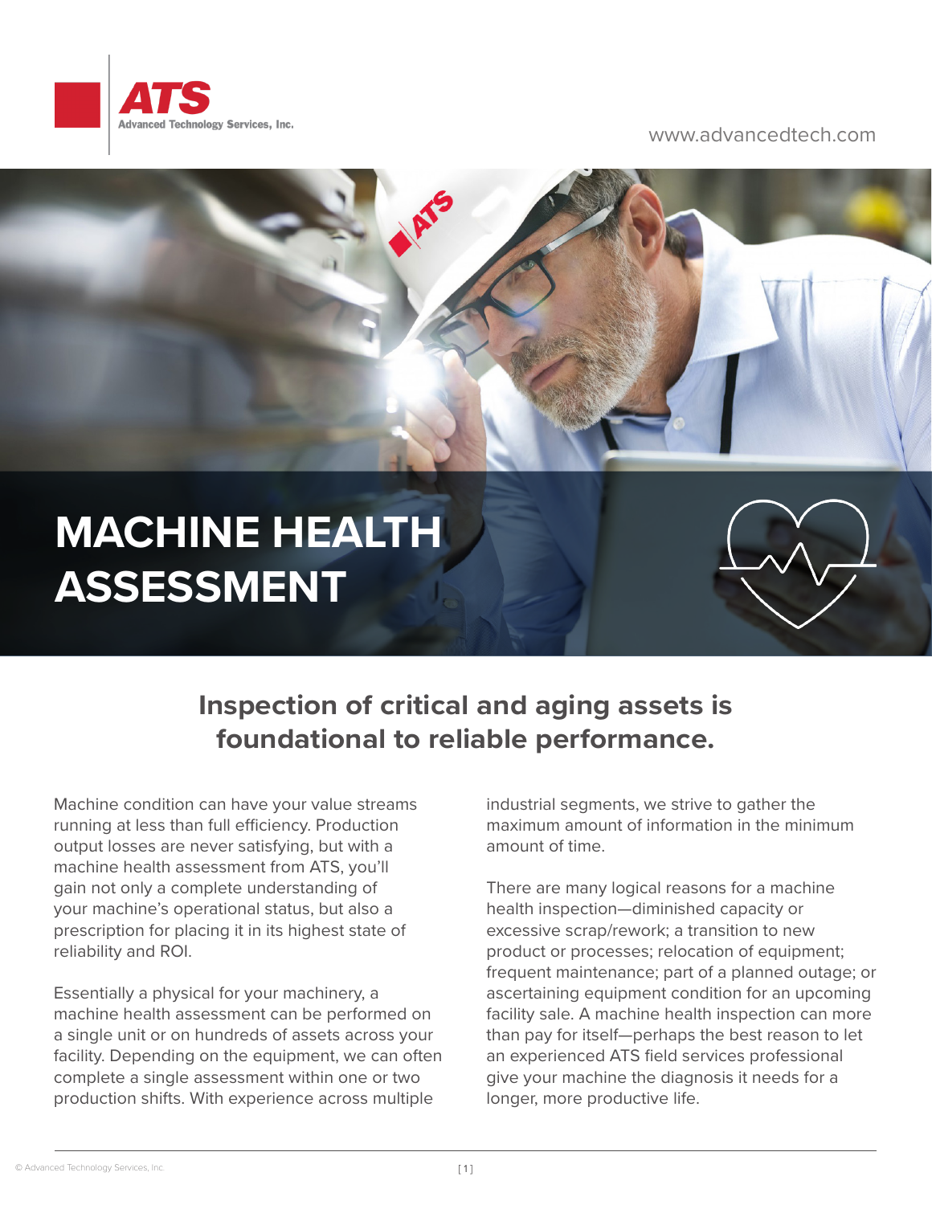ATS
Advanced Technology Services, Inc.

www.advancedtech.com

# MACHINE HEALTH ASSESSMENT

## Inspection of critical and aging assets is foundational to reliable performance.

Machine condition can have your value streams running at less than full efficiency. Production output losses are never satisfying, but with a machine health assessment from ATS, you'll gain not only a complete understanding of your machine's operational status, but also a prescription for placing it in its highest state of reliability and ROI.

Essentially a physical for your machinery, a machine health assessment can be performed on a single unit or on hundreds of assets across your facility. Depending on the equipment, we can often complete a single assessment within one or two production shifts. With experience across multiple industrial segments, we strive to gather the maximum amount of information in the minimum amount of time.

There are many logical reasons for a machine health inspection—diminished capacity or excessive scrap/rework; a transition to new product or processes; relocation of equipment; frequent maintenance; part of a planned outage; or ascertaining equipment condition for an upcoming facility sale. A machine health inspection can more than pay for itself—perhaps the best reason to let an experienced ATS field services professional give your machine the diagnosis it needs for a longer, more productive life.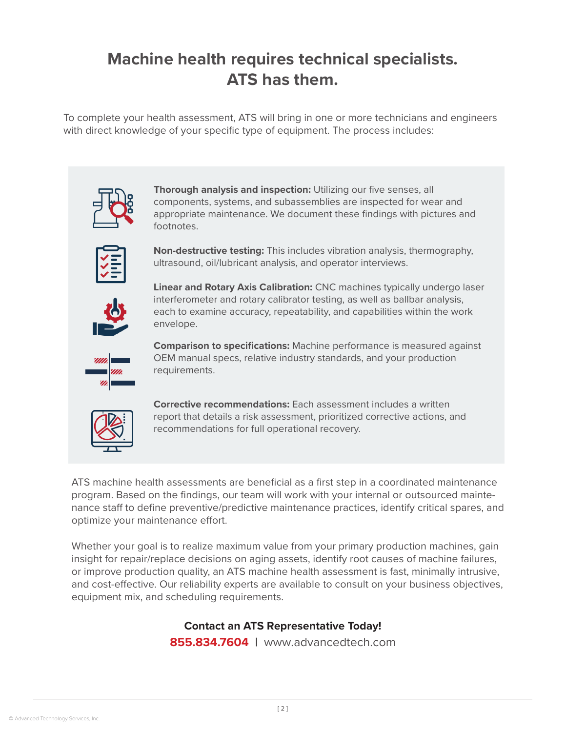# Machine health requires technical specialists. ATS has them.

To complete your health assessment, ATS will bring in one or more technicians and engineers with direct knowledge of your specific type of equipment. The process includes:

**Thorough analysis and inspection:** Utilizing our five senses, all components, systems, and subassemblies are inspected for wear and appropriate maintenance. We document these findings with pictures and footnotes.

**Non-destructive testing:** This includes vibration analysis, thermography, ultrasound, oil/lubricant analysis, and operator interviews.

**Linear and Rotary Axis Calibration:** CNC machines typically undergo laser interferometer and rotary calibrator testing, as well as ballbar analysis, each to examine accuracy, repeatability, and capabilities within the work envelope.

**Comparison to specifications:** Machine performance is measured against OEM manual specs, relative industry standards, and your production requirements.

**Corrective recommendations:** Each assessment includes a written report that details a risk assessment, prioritized corrective actions, and recommendations for full operational recovery.

ATS machine health assessments are beneficial as a first step in a coordinated maintenance program. Based on the findings, our team will work with your internal or outsourced maintenance staff to define preventive/predictive maintenance practices, identify critical spares, and optimize your maintenance effort.

Whether your goal is to realize maximum value from your primary production machines, gain insight for repair/replace decisions on aging assets, identify root causes of machine failures, or improve production quality, an ATS machine health assessment is fast, minimally intrusive, and cost-effective. Our reliability experts are available to consult on your business objectives, equipment mix, and scheduling requirements.

**Contact an ATS Representative Today!**

**855.834.7604** | www.advancedtech.com

© Advanced Technology Services, Inc.